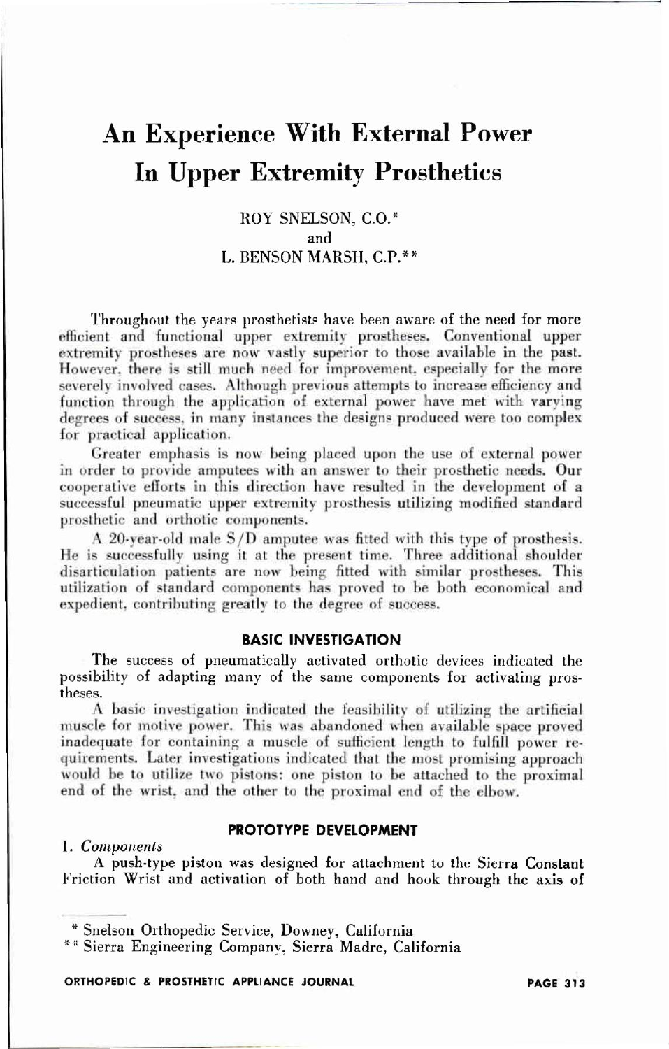# An Experience With External Power In Upper Extremity Prosthetics

ROY SNELSON, C.O.*
and
L. BENSON MARSH, C.P.**

Throughout the years prosthetists have been aware of the need for more efficient and functional upper extremity prostheses. Conventional upper extremity prostheses are now vastly superior to those available in the past. However, there is still much need for improvement, especially for the more severely involved cases. Although previous attempts to increase efficiency and function through the application of external power have met with varying degrees of success, in many instances the designs produced were too complex for practical application.

Greater emphasis is now being placed upon the use of external power in order to provide amputees with an answer to their prosthetic needs. Our cooperative efforts in this direction have resulted in the development of a successful pneumatic upper extremity prosthesis utilizing modified standard prosthetic and orthotic components.

A 20-year-old male S/D amputee was fitted with this type of prosthesis. He is successfully using it at the present time. Three additional shoulder disarticulation patients are now being fitted with similar prostheses. This utilization of standard components has proved to be both economical and expedient, contributing greatly to the degree of success.

## BASIC INVESTIGATION

The success of pneumatically activated orthotic devices indicated the possibility of adapting many of the same components for activating prostheses.

A basic investigation indicated the feasibility of utilizing the artificial muscle for motive power. This was abandoned when available space proved inadequate for containing a muscle of sufficient length to fulfill power requirements. Later investigations indicated that the most promising approach would be to utilize two pistons: one piston to be attached to the proximal end of the wrist, and the other to the proximal end of the elbow.

## PROTOTYPE DEVELOPMENT

1. *Components*

A push-type piston was designed for attachment to the Sierra Constant Friction Wrist and activation of both hand and hook through the axis of

---

\* Snelson Orthopedic Service, Downey, California

\*\* Sierra Engineering Company, Sierra Madre, California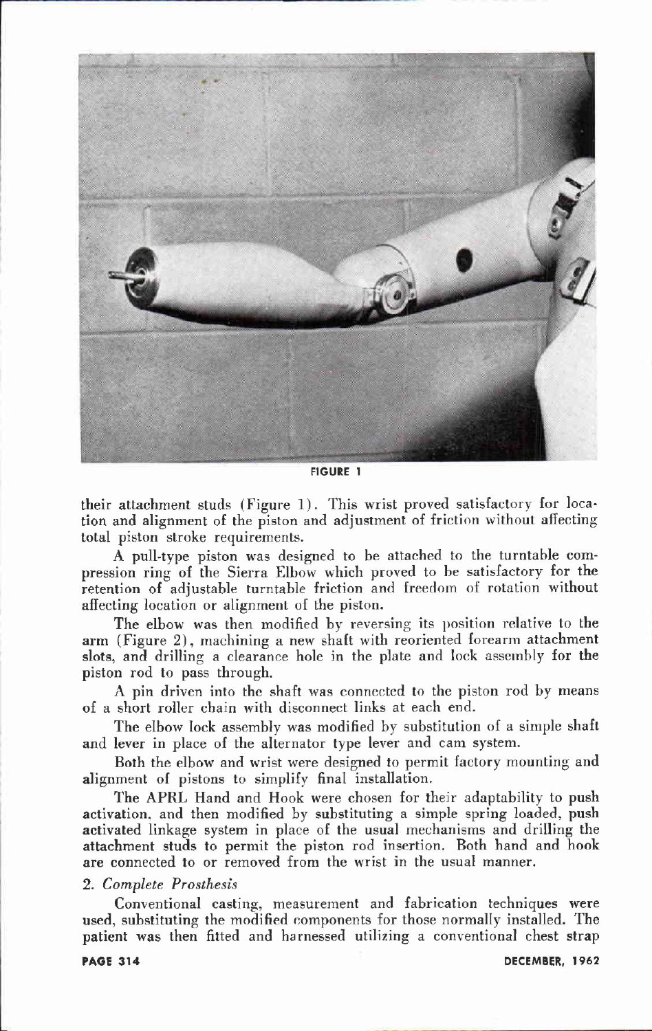FIGURE 1

their attachment studs (Figure 1). This wrist proved satisfactory for location and alignment of the piston and adjustment of friction without affecting total piston stroke requirements.

A pull-type piston was designed to be attached to the turntable compression ring of the Sierra Elbow which proved to be satisfactory for the retention of adjustable turntable friction and freedom of rotation without affecting location or alignment of the piston.

The elbow was then modified by reversing its position relative to the arm (Figure 2), machining a new shaft with reoriented forearm attachment slots, and drilling a clearance hole in the plate and lock assembly for the piston rod to pass through.

A pin driven into the shaft was connected to the piston rod by means of a short roller chain with disconnect links at each end.

The elbow lock assembly was modified by substitution of a simple shaft and lever in place of the alternator type lever and cam system.

Both the elbow and wrist were designed to permit factory mounting and alignment of pistons to simplify final installation.

The APRL Hand and Hook were chosen for their adaptability to push activation, and then modified by substituting a simple spring loaded, push activated linkage system in place of the usual mechanisms and drilling the attachment studs to permit the piston rod insertion. Both hand and hook are connected to or removed from the wrist in the usual manner.

### 2. *Complete Prosthesis*

Conventional casting, measurement and fabrication techniques were used, substituting the modified components for those normally installed. The patient was then fitted and harnessed utilizing a conventional chest strap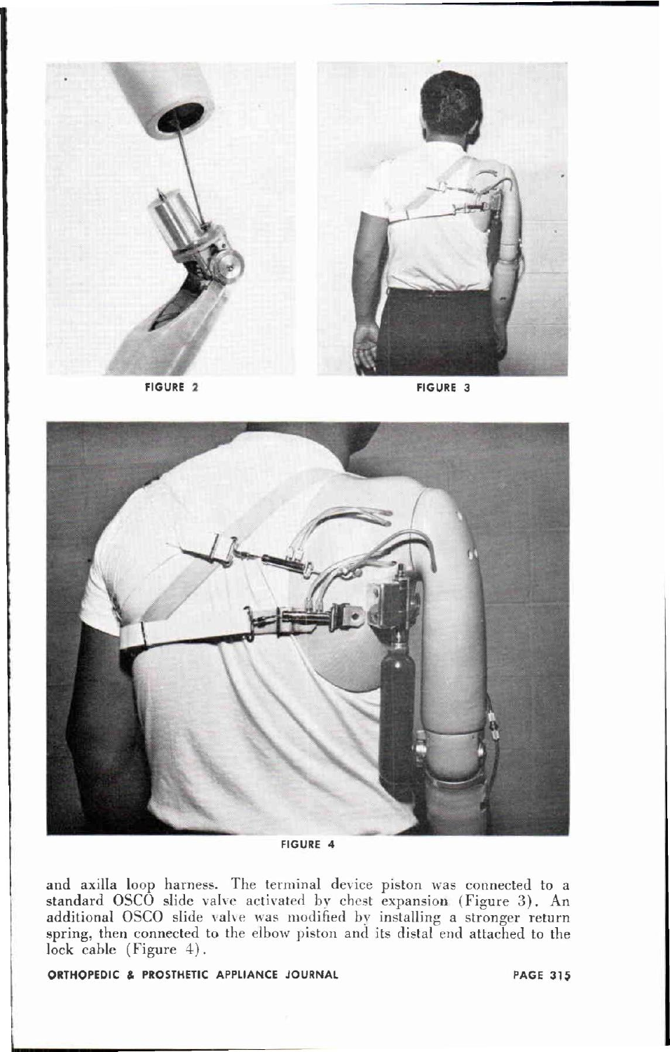FIGURE 2

FIGURE 3

FIGURE 4

and axilla loop harness. The terminal device piston was connected to a standard OSCO slide valve activated by chest expansion (Figure 3). An additional OSCO slide valve was modified by installing a stronger return spring, then connected to the elbow piston and its distal end attached to the lock cable (Figure 4).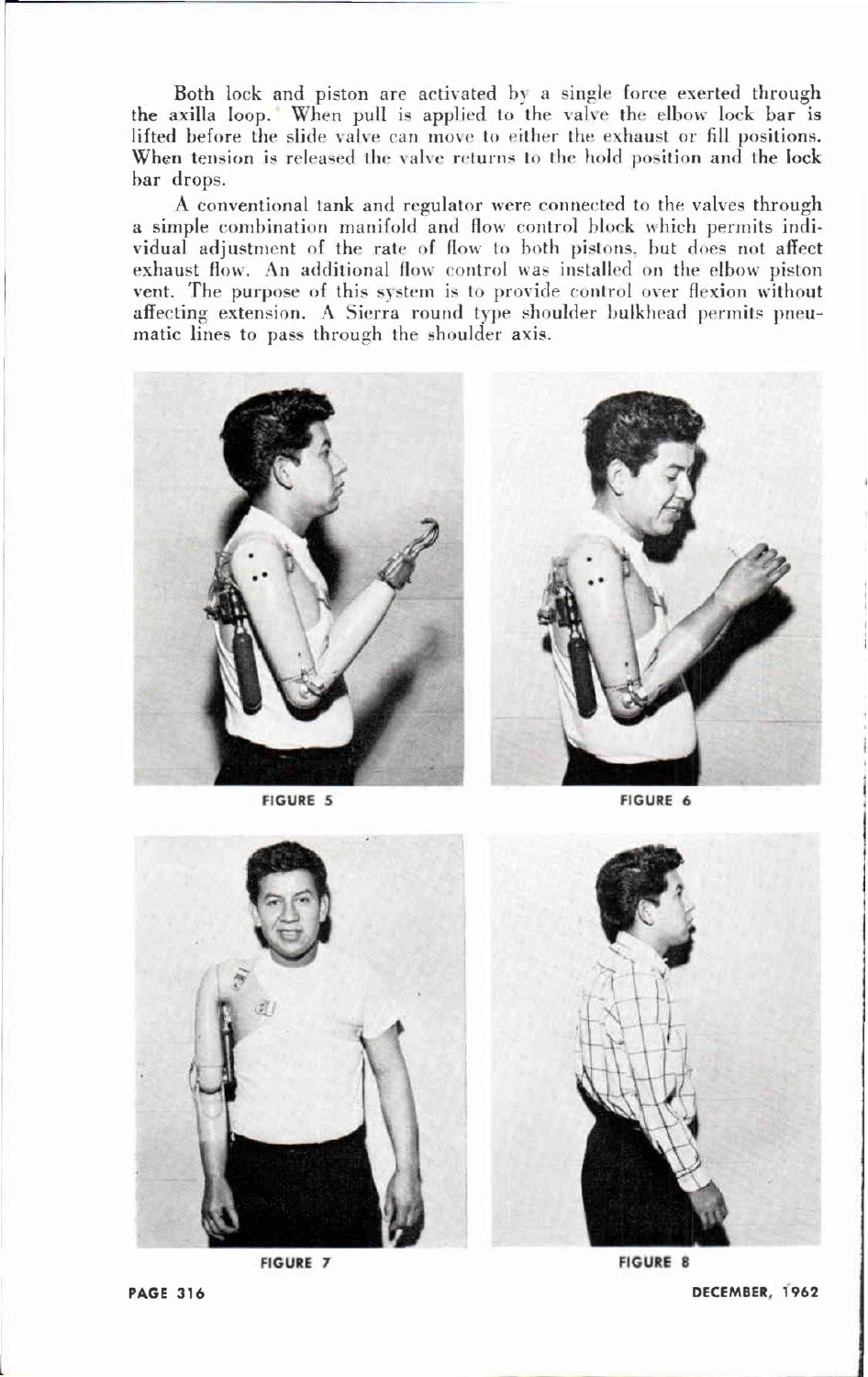Both lock and piston are activated by a single force exerted through the axilla loop. When pull is applied to the valve the elbow lock bar is lifted before the slide valve can move to either the exhaust or fill positions. When tension is released the valve returns to the hold position and the lock bar drops.

A conventional tank and regulator were connected to the valves through a simple combination manifold and flow control block which permits individual adjustment of the rate of flow to both pistons, but does not affect exhaust flow. An additional flow control was installed on the elbow piston vent. The purpose of this system is to provide control over flexion without affecting extension. A Sierra round type shoulder bulkhead permits pneumatic lines to pass through the shoulder axis.

FIGURE 5

FIGURE 6

FIGURE 7

FIGURE 8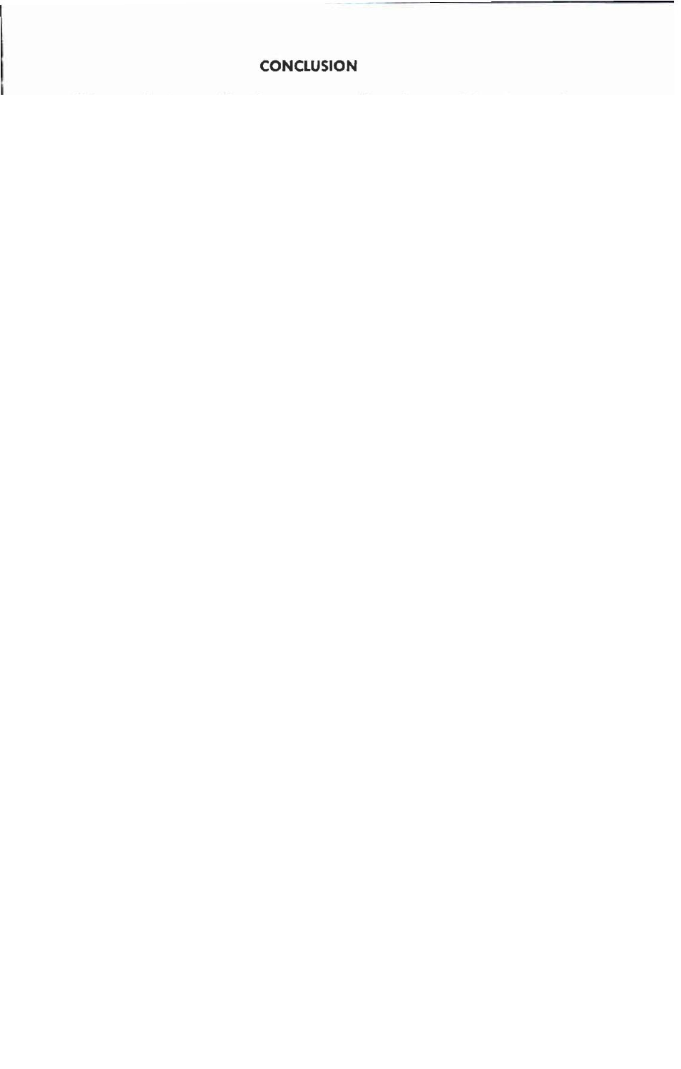## CONCLUSION